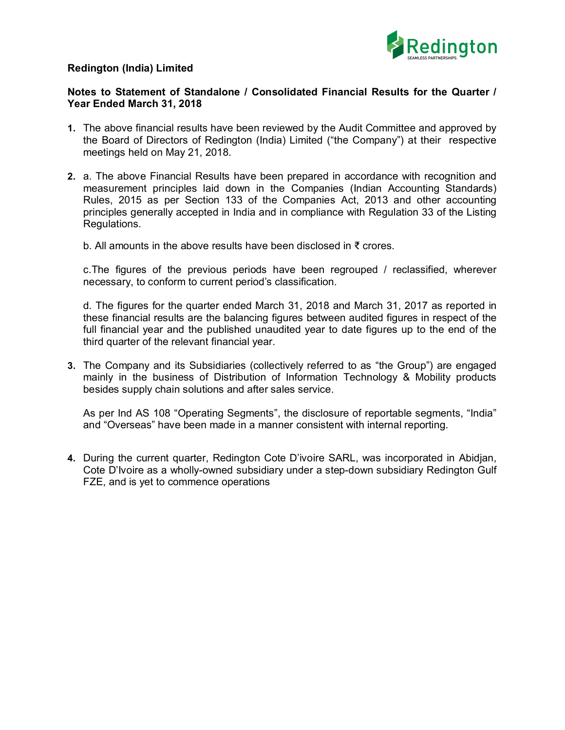**Redington (India) Limited**

**Notes to Statement of Standalone / Consolidated Financial Results for the Quarter / Year Ended March 31, 2018**

1. The above financial results have been reviewed by the Audit Committee and approved by the Board of Directors of Redington (India) Limited ("the Company") at their respective meetings held on May 21, 2018.

2. a. The above Financial Results have been prepared in accordance with recognition and measurement principles laid down in the Companies (Indian Accounting Standards) Rules, 2015 as per Section 133 of the Companies Act, 2013 and other accounting principles generally accepted in India and in compliance with Regulation 33 of the Listing Regulations.

   b. All amounts in the above results have been disclosed in ₹ crores.

   c.The figures of the previous periods have been regrouped / reclassified, wherever necessary, to conform to current period's classification.

   d. The figures for the quarter ended March 31, 2018 and March 31, 2017 as reported in these financial results are the balancing figures between audited figures in respect of the full financial year and the published unaudited year to date figures up to the end of the third quarter of the relevant financial year.

3. The Company and its Subsidiaries (collectively referred to as "the Group") are engaged mainly in the business of Distribution of Information Technology & Mobility products besides supply chain solutions and after sales service.

   As per Ind AS 108 "Operating Segments", the disclosure of reportable segments, "India" and "Overseas" have been made in a manner consistent with internal reporting.

4. During the current quarter, Redington Cote D'ivoire SARL, was incorporated in Abidjan, Cote D'Ivoire as a wholly-owned subsidiary under a step-down subsidiary Redington Gulf FZE, and is yet to commence operations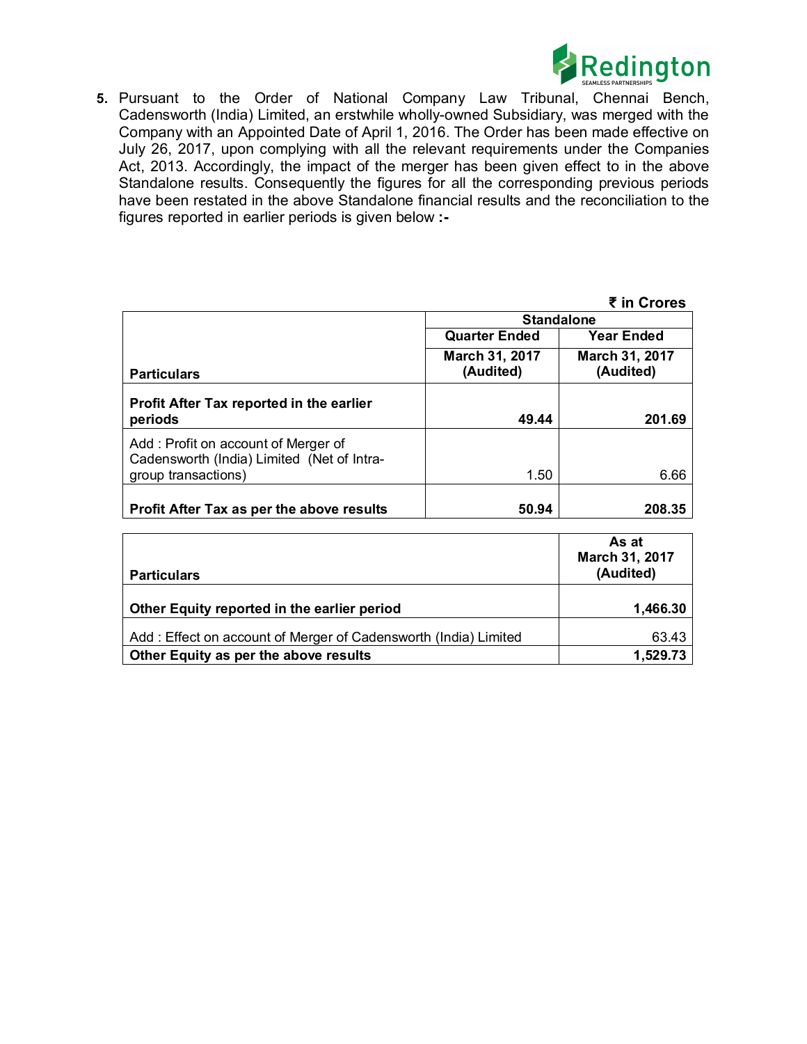5. Pursuant to the Order of National Company Law Tribunal, Chennai Bench, Cadensworth (India) Limited, an erstwhile wholly-owned Subsidiary, was merged with the Company with an Appointed Date of April 1, 2016. The Order has been made effective on July 26, 2017, upon complying with all the relevant requirements under the Companies Act, 2013. Accordingly, the impact of the merger has been given effect to in the above Standalone results. Consequently the figures for all the corresponding previous periods have been restated in the above Standalone financial results and the reconciliation to the figures reported in earlier periods is given below **:-**

**₹ in Crores**

| Particulars | Standalone | |
|---|---|---|
| | **Quarter Ended** | **Year Ended** |
| | **March 31, 2017 (Audited)** | **March 31, 2017 (Audited)** |
| **Profit After Tax reported in the earlier periods** | **49.44** | **201.69** |
| Add : Profit on account of Merger of Cadensworth (India) Limited (Net of Intra-group transactions) | 1.50 | 6.66 |
| **Profit After Tax as per the above results** | **50.94** | **208.35** |

| Particulars | As at March 31, 2017 (Audited) |
|---|---|
| **Other Equity reported in the earlier period** | **1,466.30** |
| Add : Effect on account of Merger of Cadensworth (India) Limited | 63.43 |
| **Other Equity as per the above results** | **1,529.73** |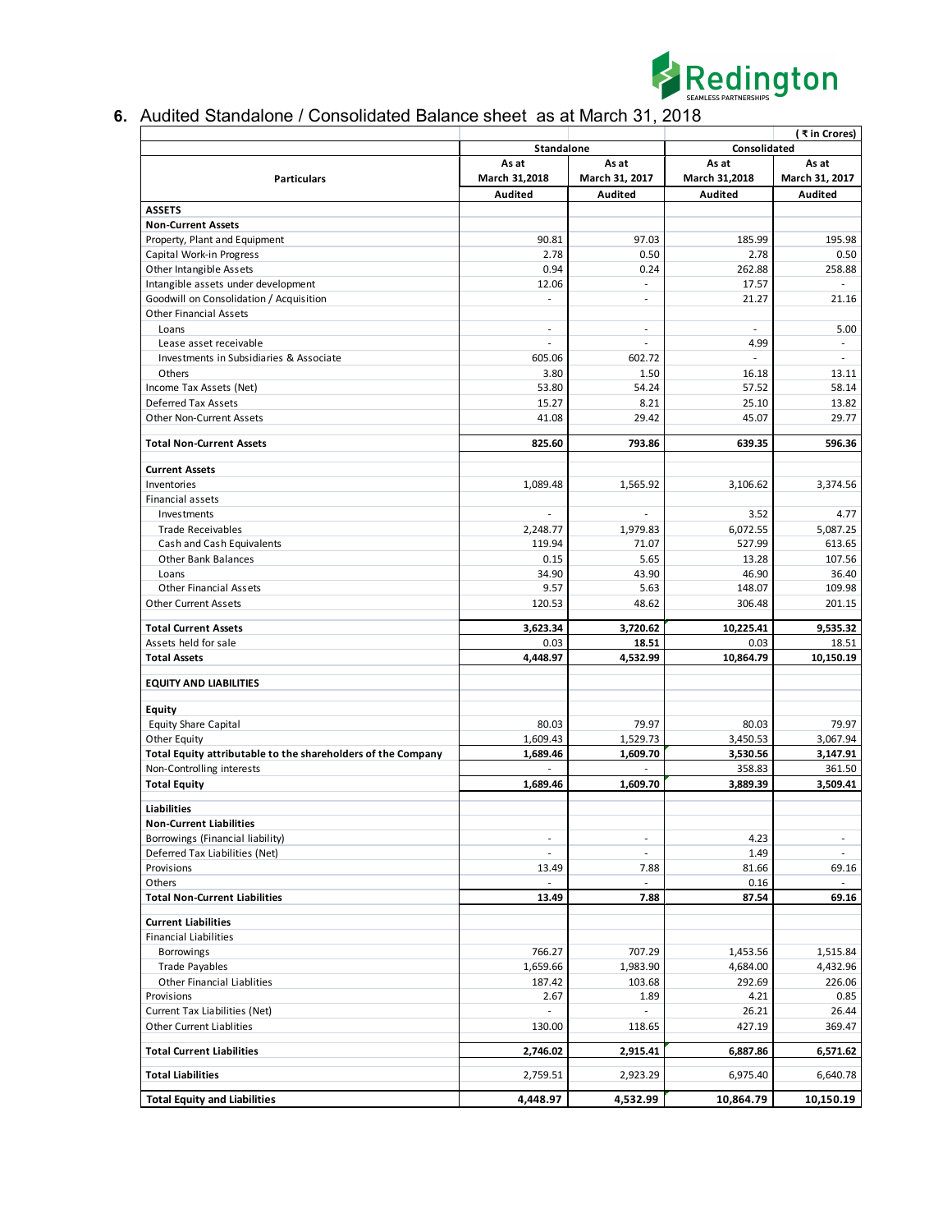## 6. Audited Standalone / Consolidated Balance sheet as at March 31, 2018

( ₹ in Crores)

| Particulars | Standalone | | Consolidated | |
|---|---|---|---|---|
| | As at March 31,2018 | As at March 31, 2017 | As at March 31,2018 | As at March 31, 2017 |
| | Audited | Audited | Audited | Audited |
| **ASSETS** | | | | |
| **Non-Current Assets** | | | | |
| Property, Plant and Equipment | 90.81 | 97.03 | 185.99 | 195.98 |
| Capital Work-in Progress | 2.78 | 0.50 | 2.78 | 0.50 |
| Other Intangible Assets | 0.94 | 0.24 | 262.88 | 258.88 |
| Intangible assets under development | 12.06 | - | 17.57 | - |
| Goodwill on Consolidation / Acquisition | - | - | 21.27 | 21.16 |
| Other Financial Assets | | | | |
| Loans | - | - | - | 5.00 |
| Lease asset receivable | - | - | 4.99 | - |
| Investments in Subsidiaries & Associate | 605.06 | 602.72 | - | - |
| Others | 3.80 | 1.50 | 16.18 | 13.11 |
| Income Tax Assets (Net) | 53.80 | 54.24 | 57.52 | 58.14 |
| Deferred Tax Assets | 15.27 | 8.21 | 25.10 | 13.82 |
| Other Non-Current Assets | 41.08 | 29.42 | 45.07 | 29.77 |
| **Total Non-Current Assets** | **825.60** | **793.86** | **639.35** | **596.36** |
| **Current Assets** | | | | |
| Inventories | 1,089.48 | 1,565.92 | 3,106.62 | 3,374.56 |
| Financial assets | | | | |
| Investments | - | - | 3.52 | 4.77 |
| Trade Receivables | 2,248.77 | 1,979.83 | 6,072.55 | 5,087.25 |
| Cash and Cash Equivalents | 119.94 | 71.07 | 527.99 | 613.65 |
| Other Bank Balances | 0.15 | 5.65 | 13.28 | 107.56 |
| Loans | 34.90 | 43.90 | 46.90 | 36.40 |
| Other Financial Assets | 9.57 | 5.63 | 148.07 | 109.98 |
| Other Current Assets | 120.53 | 48.62 | 306.48 | 201.15 |
| **Total Current Assets** | **3,623.34** | **3,720.62** | **10,225.41** | **9,535.32** |
| Assets held for sale | 0.03 | **18.51** | 0.03 | 18.51 |
| **Total Assets** | **4,448.97** | **4,532.99** | **10,864.79** | **10,150.19** |
| **EQUITY AND LIABILITIES** | | | | |
| **Equity** | | | | |
| Equity Share Capital | 80.03 | 79.97 | 80.03 | 79.97 |
| Other Equity | 1,609.43 | 1,529.73 | 3,450.53 | 3,067.94 |
| **Total Equity attributable to the shareholders of the Company** | **1,689.46** | **1,609.70** | **3,530.56** | **3,147.91** |
| Non-Controlling interests | - | - | 358.83 | 361.50 |
| **Total Equity** | **1,689.46** | **1,609.70** | **3,889.39** | **3,509.41** |
| **Liabilities** | | | | |
| **Non-Current Liabilities** | | | | |
| Borrowings (Financial liability) | - | - | 4.23 | - |
| Deferred Tax Liabilities (Net) | - | - | 1.49 | - |
| Provisions | 13.49 | 7.88 | 81.66 | 69.16 |
| Others | - | - | 0.16 | - |
| **Total Non-Current Liabilities** | **13.49** | **7.88** | **87.54** | **69.16** |
| **Current Liabilities** | | | | |
| Financial Liabilities | | | | |
| Borrowings | 766.27 | 707.29 | 1,453.56 | 1,515.84 |
| Trade Payables | 1,659.66 | 1,983.90 | 4,684.00 | 4,432.96 |
| Other Financial Liablities | 187.42 | 103.68 | 292.69 | 226.06 |
| Provisions | 2.67 | 1.89 | 4.21 | 0.85 |
| Current Tax Liabilities (Net) | - | - | 26.21 | 26.44 |
| Other Current Liablities | 130.00 | 118.65 | 427.19 | 369.47 |
| **Total Current Liabilities** | **2,746.02** | **2,915.41** | **6,887.86** | **6,571.62** |
| **Total Liabilities** | 2,759.51 | 2,923.29 | 6,975.40 | 6,640.78 |
| **Total Equity and Liabilities** | **4,448.97** | **4,532.99** | **10,864.79** | **10,150.19** |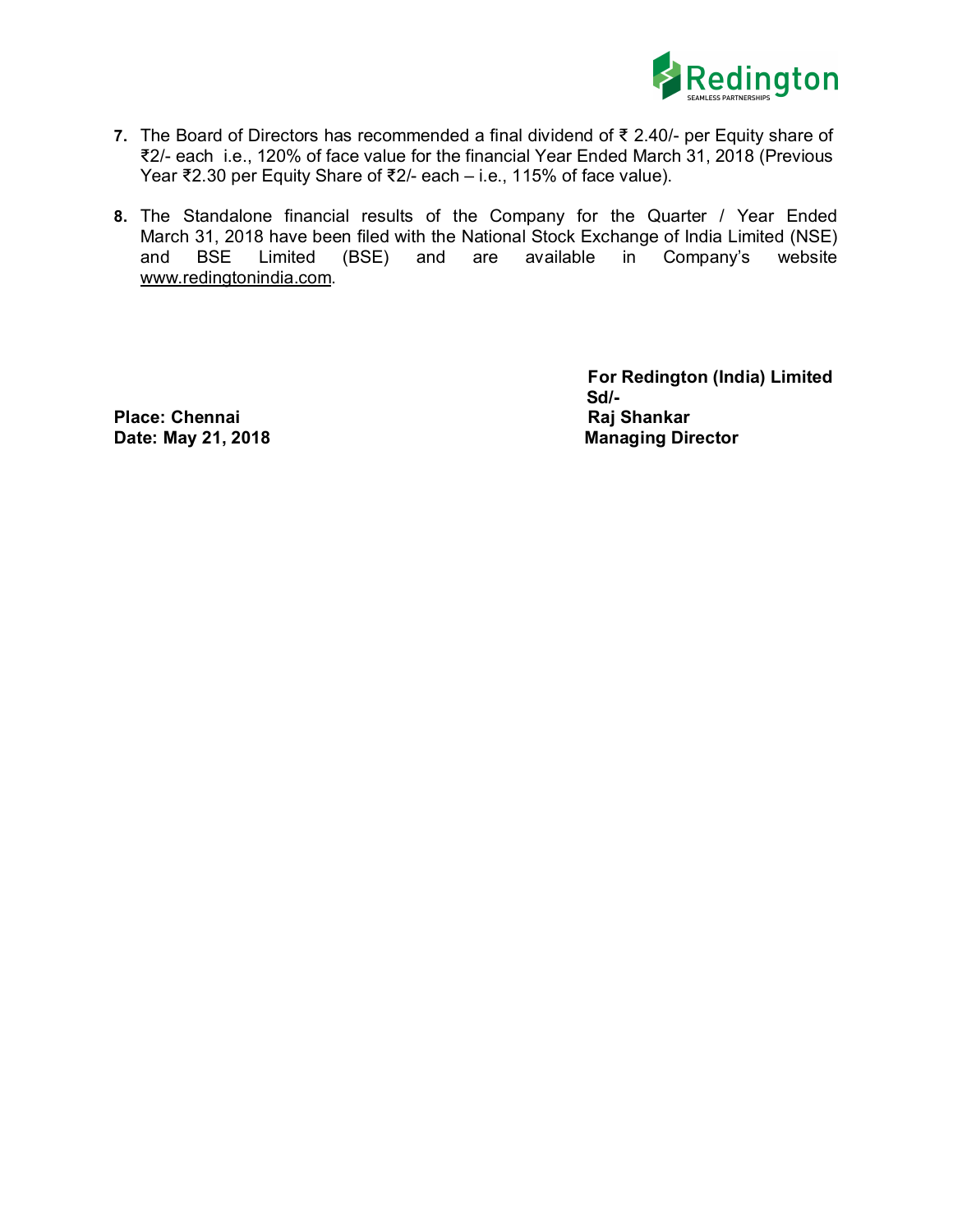7. The Board of Directors has recommended a final dividend of ₹ 2.40/- per Equity share of ₹2/- each i.e., 120% of face value for the financial Year Ended March 31, 2018 (Previous Year ₹2.30 per Equity Share of ₹2/- each – i.e., 115% of face value).

8. The Standalone financial results of the Company for the Quarter / Year Ended March 31, 2018 have been filed with the National Stock Exchange of India Limited (NSE) and BSE Limited (BSE) and are available in Company's website www.redingtonindia.com.

**For Redington (India) Limited**
**Sd/-**
**Raj Shankar**
**Managing Director**

**Place: Chennai**
**Date: May 21, 2018**